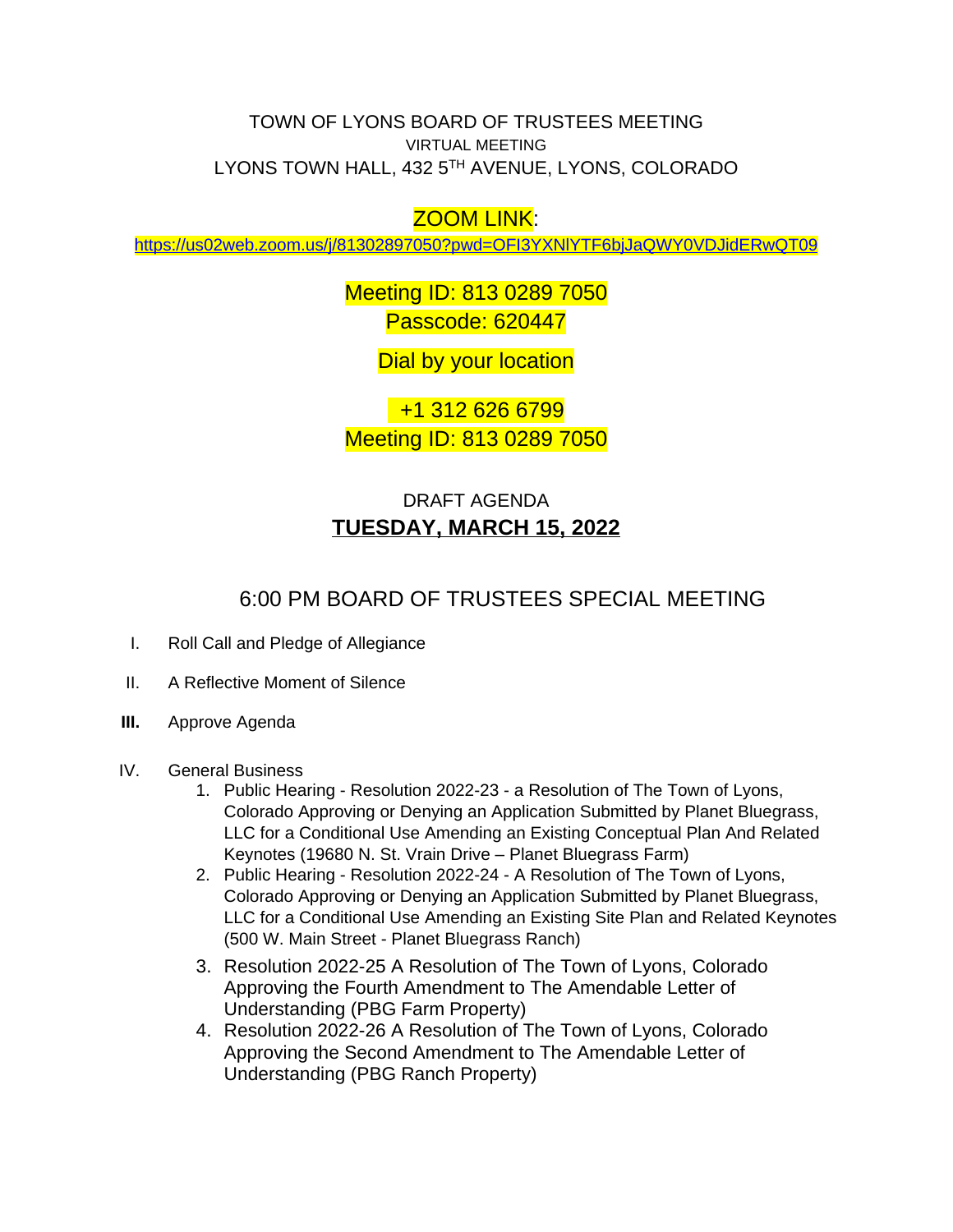TOWN OF LYONS BOARD OF TRUSTEES MEETING

VIRTUAL MEETING

LYONS TOWN HALL, 432 5TH AVENUE, LYONS, COLORADO

ZOOM LINK:

https://us02web.zoom.us/j/81302897050?pwd=OFI3YXNlYTF6bjJaQWY0VDJidERwQT09

Meeting ID: 813 0289 7050

Passcode: 620447

Dial by your location

+1 312 626 6799

Meeting ID: 813 0289 7050

DRAFT AGENDA

**TUESDAY, MARCH 15, 2022**

## 6:00 PM BOARD OF TRUSTEES SPECIAL MEETING

I. Roll Call and Pledge of Allegiance

II. A Reflective Moment of Silence

**III.** Approve Agenda

IV. General Business

1. Public Hearing - Resolution 2022-23 - a Resolution of The Town of Lyons, Colorado Approving or Denying an Application Submitted by Planet Bluegrass, LLC for a Conditional Use Amending an Existing Conceptual Plan And Related Keynotes (19680 N. St. Vrain Drive – Planet Bluegrass Farm)
2. Public Hearing - Resolution 2022-24 - A Resolution of The Town of Lyons, Colorado Approving or Denying an Application Submitted by Planet Bluegrass, LLC for a Conditional Use Amending an Existing Site Plan and Related Keynotes (500 W. Main Street - Planet Bluegrass Ranch)
3. Resolution 2022-25 A Resolution of The Town of Lyons, Colorado Approving the Fourth Amendment to The Amendable Letter of Understanding (PBG Farm Property)
4. Resolution 2022-26 A Resolution of The Town of Lyons, Colorado Approving the Second Amendment to The Amendable Letter of Understanding (PBG Ranch Property)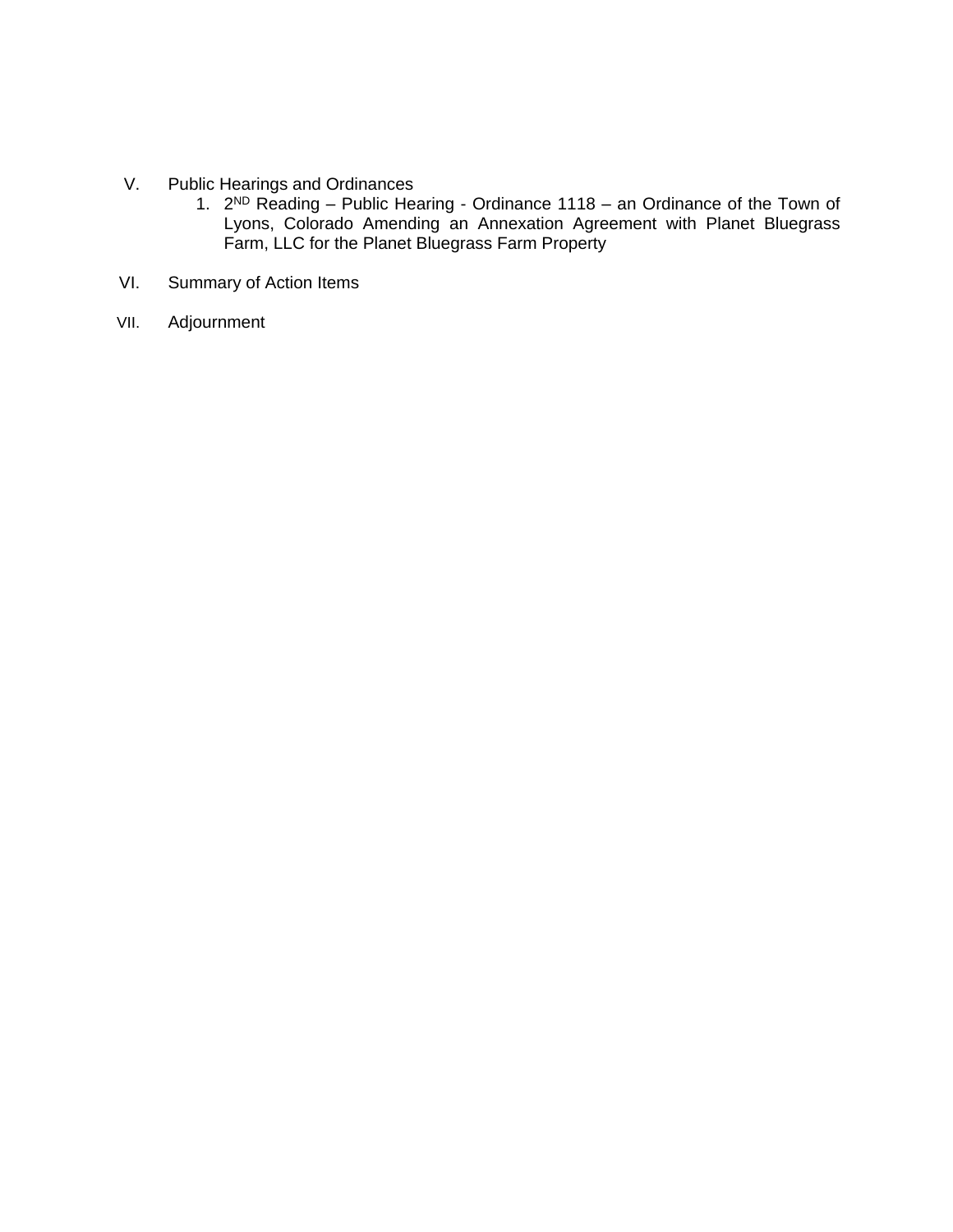V. Public Hearings and Ordinances

1. 2ND Reading – Public Hearing - Ordinance 1118 – an Ordinance of the Town of Lyons, Colorado Amending an Annexation Agreement with Planet Bluegrass Farm, LLC for the Planet Bluegrass Farm Property

VI. Summary of Action Items

VII. Adjournment